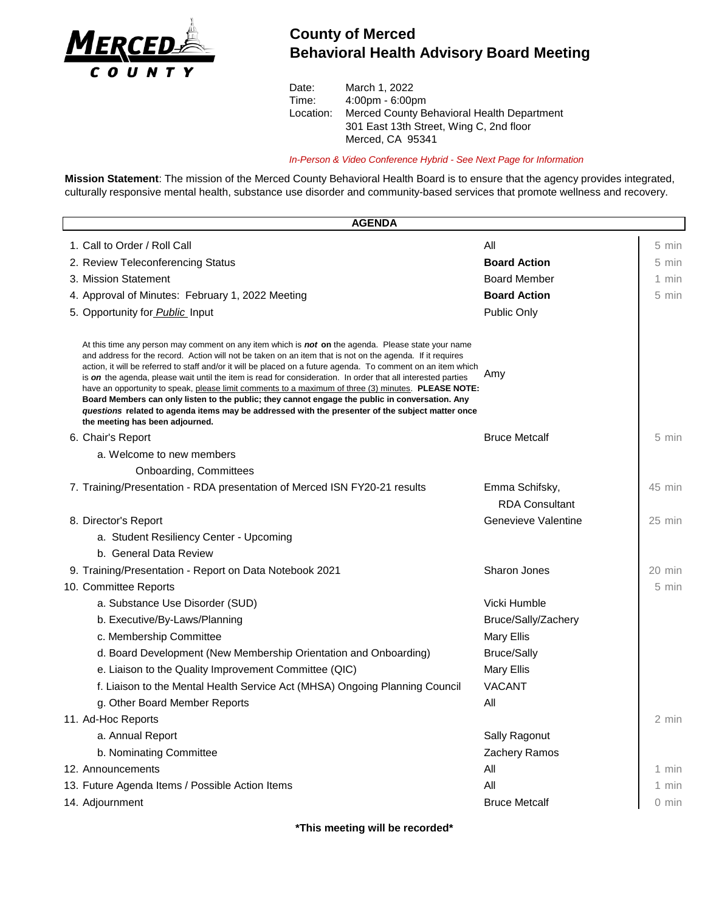# County of Merced
# Behavioral Health Advisory Board Meeting

Date: March 1, 2022
Time: 4:00pm - 6:00pm
Location: Merced County Behavioral Health Department
301 East 13th Street, Wing C, 2nd floor
Merced, CA 95341

*In-Person & Video Conference Hybrid - See Next Page for Information*

**Mission Statement**: The mission of the Merced County Behavioral Health Board is to ensure that the agency provides integrated, culturally responsive mental health, substance use disorder and community-based services that promote wellness and recovery.

| AGENDA | | |
|---|---|---|
| 1. Call to Order / Roll Call | All | 5 min |
| 2. Review Teleconferencing Status | **Board Action** | 5 min |
| 3. Mission Statement | Board Member | 1 min |
| 4. Approval of Minutes: February 1, 2022 Meeting | **Board Action** | 5 min |
| 5. Opportunity for *Public* Input | Public Only | |
| At this time any person may comment on any item which is ***not*** **on** the agenda. Please state your name and address for the record. Action will not be taken on an item that is not on the agenda. If it requires action, it will be referred to staff and/or it will be placed on a future agenda. To comment on an item which is ***on*** the agenda, please wait until the item is read for consideration. In order that all interested parties have an opportunity to speak, please limit comments to a maximum of three (3) minutes. **PLEASE NOTE: Board Members can only listen to the public; they cannot engage the public in conversation. Any *questions* related to agenda items may be addressed with the presenter of the subject matter once the meeting has been adjourned.** | Amy | |
| 6. Chair's Report | Bruce Metcalf | 5 min |
| a. Welcome to new members | | |
| Onboarding, Committees | | |
| 7. Training/Presentation - RDA presentation of Merced ISN FY20-21 results | Emma Schifsky, RDA Consultant | 45 min |
| 8. Director's Report | Genevieve Valentine | 25 min |
| a. Student Resiliency Center - Upcoming | | |
| b. General Data Review | | |
| 9. Training/Presentation - Report on Data Notebook 2021 | Sharon Jones | 20 min |
| 10. Committee Reports | | 5 min |
| a. Substance Use Disorder (SUD) | Vicki Humble | |
| b. Executive/By-Laws/Planning | Bruce/Sally/Zachery | |
| c. Membership Committee | Mary Ellis | |
| d. Board Development (New Membership Orientation and Onboarding) | Bruce/Sally | |
| e. Liaison to the Quality Improvement Committee (QIC) | Mary Ellis | |
| f. Liaison to the Mental Health Service Act (MHSA) Ongoing Planning Council | VACANT | |
| g. Other Board Member Reports | All | |
| 11. Ad-Hoc Reports | | 2 min |
| a. Annual Report | Sally Ragonut | |
| b. Nominating Committee | Zachery Ramos | |
| 12. Announcements | All | 1 min |
| 13. Future Agenda Items / Possible Action Items | All | 1 min |
| 14. Adjournment | Bruce Metcalf | 0 min |

**\*This meeting will be recorded\***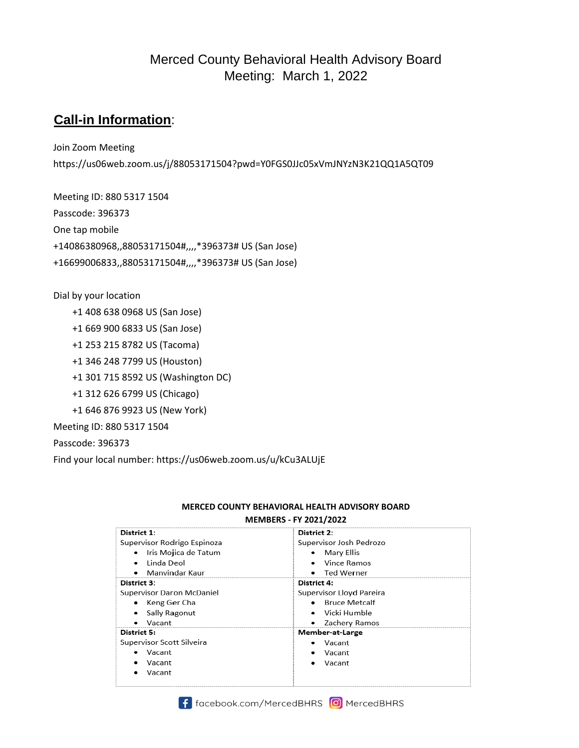# Merced County Behavioral Health Advisory Board
Meeting: March 1, 2022

## **Call-in Information**:

Join Zoom Meeting

https://us06web.zoom.us/j/88053171504?pwd=Y0FGS0JJc05xVmJNYzN3K21QQ1A5QT09

Meeting ID: 880 5317 1504

Passcode: 396373

One tap mobile

+14086380968,,88053171504#,,,,*396373# US (San Jose)

+16699006833,,88053171504#,,,,*396373# US (San Jose)

Dial by your location

- +1 408 638 0968 US (San Jose)
- +1 669 900 6833 US (San Jose)
- +1 253 215 8782 US (Tacoma)
- +1 346 248 7799 US (Houston)
- +1 301 715 8592 US (Washington DC)
- +1 312 626 6799 US (Chicago)
- +1 646 876 9923 US (New York)

Meeting ID: 880 5317 1504

Passcode: 396373

Find your local number: https://us06web.zoom.us/u/kCu3ALUjE

**MERCED COUNTY BEHAVIORAL HEALTH ADVISORY BOARD**
**MEMBERS - FY 2021/2022**

| | |
|---|---|
| **District 1:**<br>Supervisor Rodrigo Espinoza<br>• Iris Mojica de Tatum<br>• Linda Deol<br>• Manvindar Kaur | **District 2:**<br>Supervisor Josh Pedrozo<br>• Mary Ellis<br>• Vince Ramos<br>• Ted Werner |
| **District 3:**<br>Supervisor Daron McDaniel<br>• Keng Ger Cha<br>• Sally Ragonut<br>• Vacant | **District 4:**<br>Supervisor Lloyd Pareira<br>• Bruce Metcalf<br>• Vicki Humble<br>• Zachery Ramos |
| **District 5:**<br>Supervisor Scott Silveira<br>• Vacant<br>• Vacant<br>• Vacant | **Member-at-Large**<br>• Vacant<br>• Vacant<br>• Vacant |

facebook.com/MercedBHRS MercedBHRS